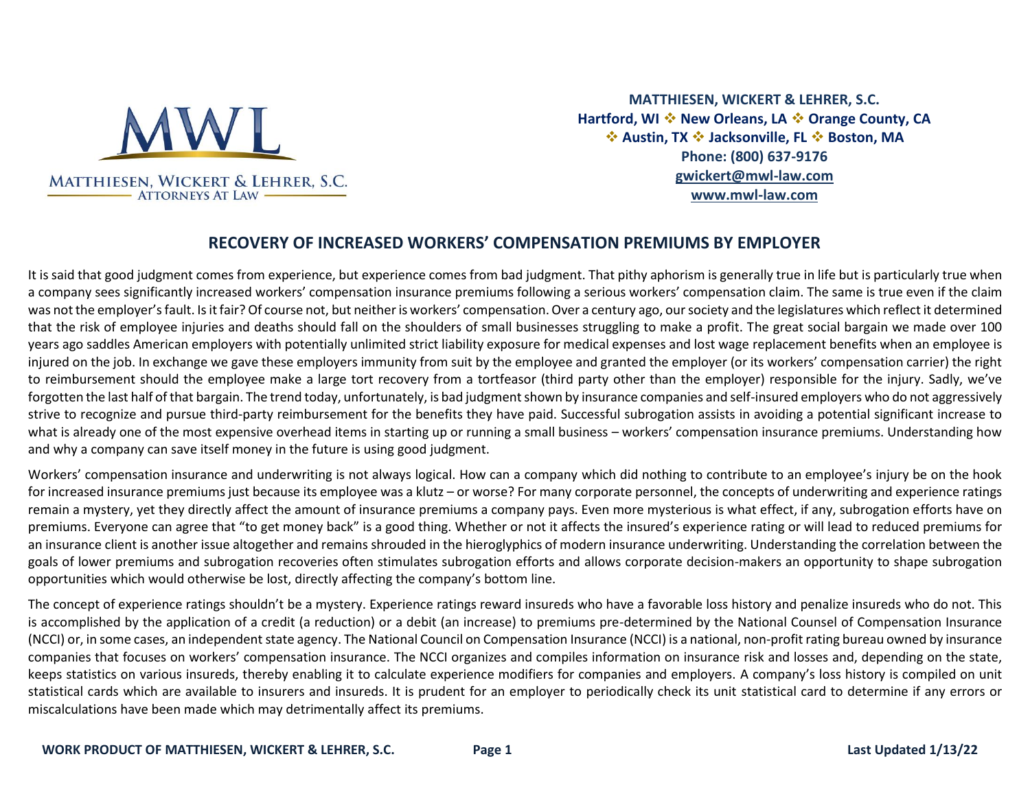MATTHIESEN, WICKERT & LEHRER, S.C.
ATTORNEYS AT LAW

**MATTHIESEN, WICKERT & LEHRER, S.C.**
**Hartford, WI ❖ New Orleans, LA ❖ Orange County, CA**
**❖ Austin, TX ❖ Jacksonville, FL ❖ Boston, MA**
**Phone: (800) 637-9176**
**gwickert@mwl-law.com**
**www.mwl-law.com**

## RECOVERY OF INCREASED WORKERS' COMPENSATION PREMIUMS BY EMPLOYER

It is said that good judgment comes from experience, but experience comes from bad judgment. That pithy aphorism is generally true in life but is particularly true when a company sees significantly increased workers' compensation insurance premiums following a serious workers' compensation claim. The same is true even if the claim was not the employer's fault. Is it fair? Of course not, but neither is workers' compensation. Over a century ago, our society and the legislatures which reflect it determined that the risk of employee injuries and deaths should fall on the shoulders of small businesses struggling to make a profit. The great social bargain we made over 100 years ago saddles American employers with potentially unlimited strict liability exposure for medical expenses and lost wage replacement benefits when an employee is injured on the job. In exchange we gave these employers immunity from suit by the employee and granted the employer (or its workers' compensation carrier) the right to reimbursement should the employee make a large tort recovery from a tortfeasor (third party other than the employer) responsible for the injury. Sadly, we've forgotten the last half of that bargain. The trend today, unfortunately, is bad judgment shown by insurance companies and self-insured employers who do not aggressively strive to recognize and pursue third-party reimbursement for the benefits they have paid. Successful subrogation assists in avoiding a potential significant increase to what is already one of the most expensive overhead items in starting up or running a small business – workers' compensation insurance premiums. Understanding how and why a company can save itself money in the future is using good judgment.

Workers' compensation insurance and underwriting is not always logical. How can a company which did nothing to contribute to an employee's injury be on the hook for increased insurance premiums just because its employee was a klutz – or worse? For many corporate personnel, the concepts of underwriting and experience ratings remain a mystery, yet they directly affect the amount of insurance premiums a company pays. Even more mysterious is what effect, if any, subrogation efforts have on premiums. Everyone can agree that "to get money back" is a good thing. Whether or not it affects the insured's experience rating or will lead to reduced premiums for an insurance client is another issue altogether and remains shrouded in the hieroglyphics of modern insurance underwriting. Understanding the correlation between the goals of lower premiums and subrogation recoveries often stimulates subrogation efforts and allows corporate decision-makers an opportunity to shape subrogation opportunities which would otherwise be lost, directly affecting the company's bottom line.

The concept of experience ratings shouldn't be a mystery. Experience ratings reward insureds who have a favorable loss history and penalize insureds who do not. This is accomplished by the application of a credit (a reduction) or a debit (an increase) to premiums pre-determined by the National Counsel of Compensation Insurance (NCCI) or, in some cases, an independent state agency. The National Council on Compensation Insurance (NCCI) is a national, non-profit rating bureau owned by insurance companies that focuses on workers' compensation insurance. The NCCI organizes and compiles information on insurance risk and losses and, depending on the state, keeps statistics on various insureds, thereby enabling it to calculate experience modifiers for companies and employers. A company's loss history is compiled on unit statistical cards which are available to insurers and insureds. It is prudent for an employer to periodically check its unit statistical card to determine if any errors or miscalculations have been made which may detrimentally affect its premiums.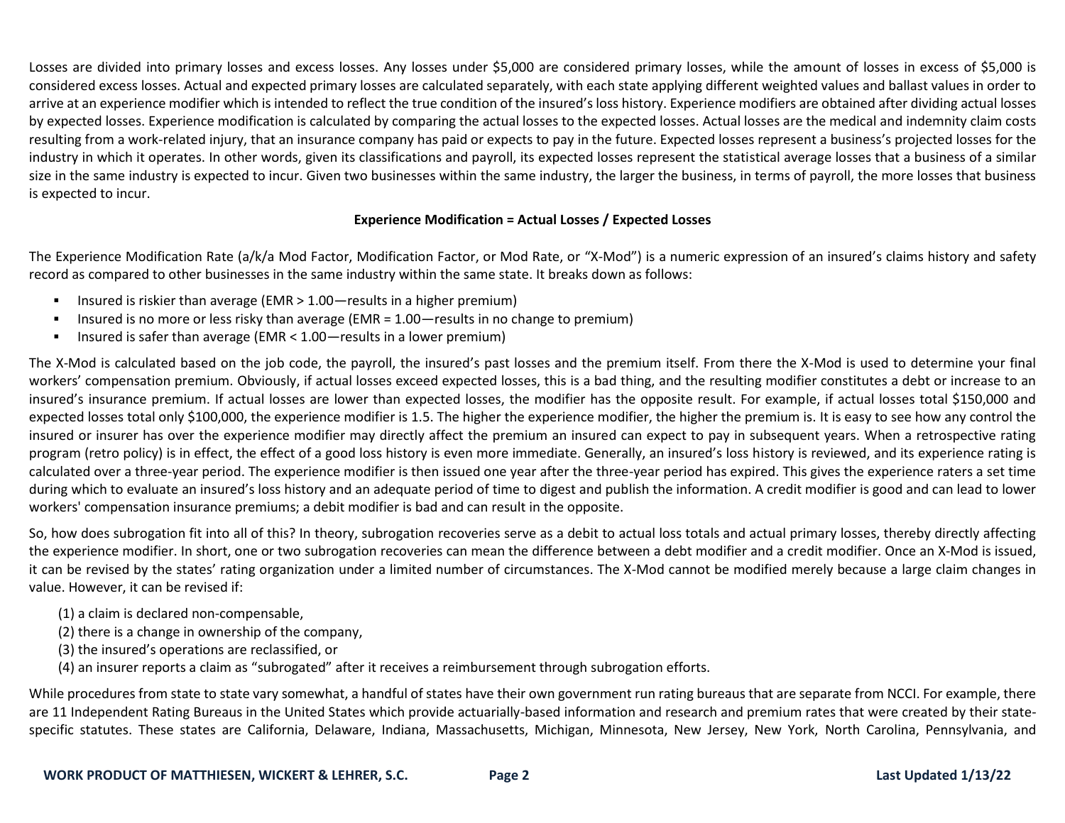Losses are divided into primary losses and excess losses. Any losses under $5,000 are considered primary losses, while the amount of losses in excess of $5,000 is considered excess losses. Actual and expected primary losses are calculated separately, with each state applying different weighted values and ballast values in order to arrive at an experience modifier which is intended to reflect the true condition of the insured's loss history. Experience modifiers are obtained after dividing actual losses by expected losses. Experience modification is calculated by comparing the actual losses to the expected losses. Actual losses are the medical and indemnity claim costs resulting from a work-related injury, that an insurance company has paid or expects to pay in the future. Expected losses represent a business's projected losses for the industry in which it operates. In other words, given its classifications and payroll, its expected losses represent the statistical average losses that a business of a similar size in the same industry is expected to incur. Given two businesses within the same industry, the larger the business, in terms of payroll, the more losses that business is expected to incur.

**Experience Modification = Actual Losses / Expected Losses**

The Experience Modification Rate (a/k/a Mod Factor, Modification Factor, or Mod Rate, or "X-Mod") is a numeric expression of an insured's claims history and safety record as compared to other businesses in the same industry within the same state. It breaks down as follows:

- Insured is riskier than average (EMR > 1.00—results in a higher premium)
- Insured is no more or less risky than average (EMR = 1.00—results in no change to premium)
- Insured is safer than average (EMR < 1.00—results in a lower premium)

The X-Mod is calculated based on the job code, the payroll, the insured's past losses and the premium itself. From there the X-Mod is used to determine your final workers' compensation premium. Obviously, if actual losses exceed expected losses, this is a bad thing, and the resulting modifier constitutes a debt or increase to an insured's insurance premium. If actual losses are lower than expected losses, the modifier has the opposite result. For example, if actual losses total $150,000 and expected losses total only $100,000, the experience modifier is 1.5. The higher the experience modifier, the higher the premium is. It is easy to see how any control the insured or insurer has over the experience modifier may directly affect the premium an insured can expect to pay in subsequent years. When a retrospective rating program (retro policy) is in effect, the effect of a good loss history is even more immediate. Generally, an insured's loss history is reviewed, and its experience rating is calculated over a three-year period. The experience modifier is then issued one year after the three-year period has expired. This gives the experience raters a set time during which to evaluate an insured's loss history and an adequate period of time to digest and publish the information. A credit modifier is good and can lead to lower workers' compensation insurance premiums; a debit modifier is bad and can result in the opposite.

So, how does subrogation fit into all of this? In theory, subrogation recoveries serve as a debit to actual loss totals and actual primary losses, thereby directly affecting the experience modifier. In short, one or two subrogation recoveries can mean the difference between a debt modifier and a credit modifier. Once an X-Mod is issued, it can be revised by the states' rating organization under a limited number of circumstances. The X-Mod cannot be modified merely because a large claim changes in value. However, it can be revised if:

(1) a claim is declared non-compensable,
(2) there is a change in ownership of the company,
(3) the insured's operations are reclassified, or
(4) an insurer reports a claim as "subrogated" after it receives a reimbursement through subrogation efforts.

While procedures from state to state vary somewhat, a handful of states have their own government run rating bureaus that are separate from NCCI. For example, there are 11 Independent Rating Bureaus in the United States which provide actuarially-based information and research and premium rates that were created by their state-specific statutes. These states are California, Delaware, Indiana, Massachusetts, Michigan, Minnesota, New Jersey, New York, North Carolina, Pennsylvania, and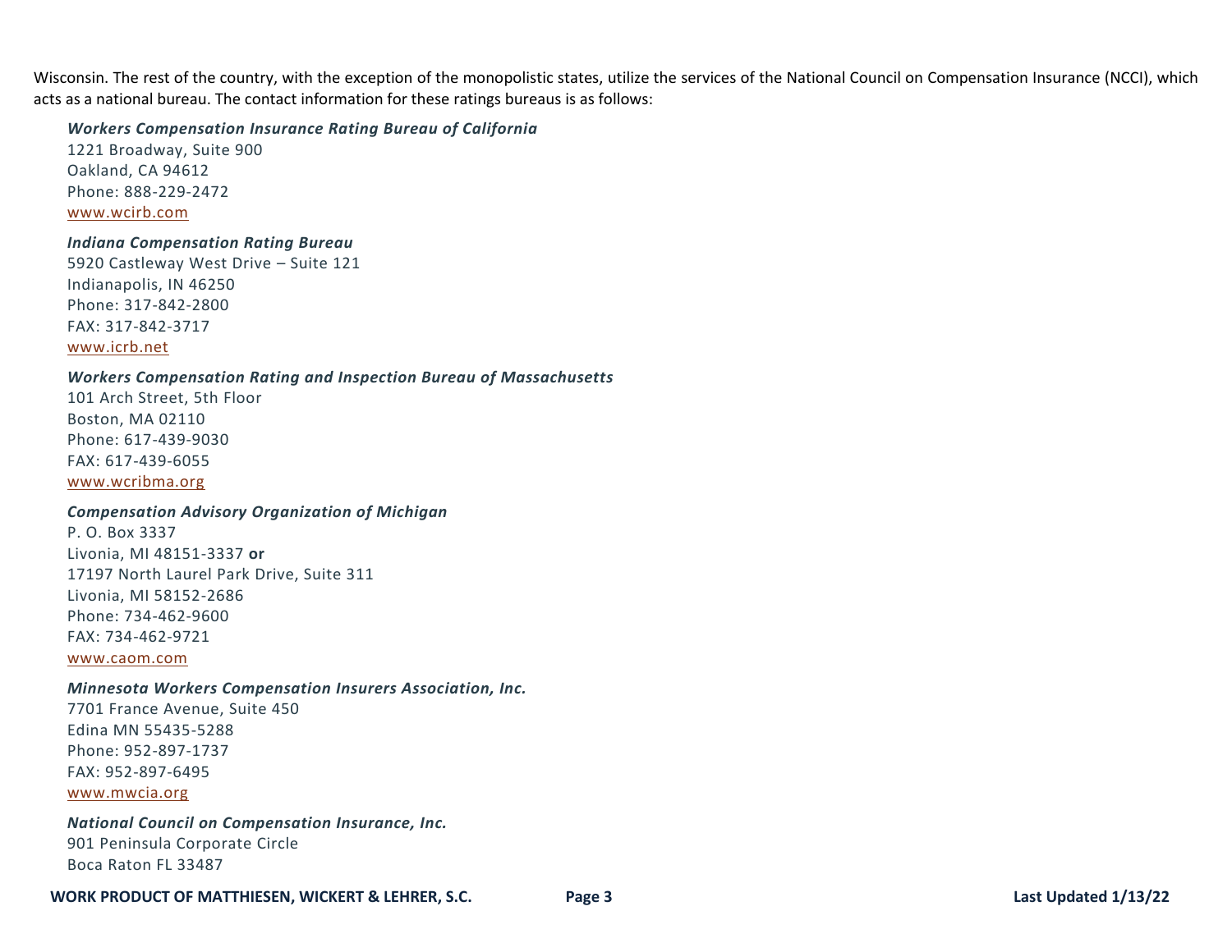Wisconsin. The rest of the country, with the exception of the monopolistic states, utilize the services of the National Council on Compensation Insurance (NCCI), which acts as a national bureau. The contact information for these ratings bureaus is as follows:

***Workers Compensation Insurance Rating Bureau of California***
1221 Broadway, Suite 900
Oakland, CA 94612
Phone: 888-229-2472
www.wcirb.com

***Indiana Compensation Rating Bureau***
5920 Castleway West Drive – Suite 121
Indianapolis, IN 46250
Phone: 317-842-2800
FAX: 317-842-3717
www.icrb.net

***Workers Compensation Rating and Inspection Bureau of Massachusetts***
101 Arch Street, 5th Floor
Boston, MA 02110
Phone: 617-439-9030
FAX: 617-439-6055
www.wcribma.org

***Compensation Advisory Organization of Michigan***
P. O. Box 3337
Livonia, MI 48151-3337 **or**
17197 North Laurel Park Drive, Suite 311
Livonia, MI 58152-2686
Phone: 734-462-9600
FAX: 734-462-9721
www.caom.com

***Minnesota Workers Compensation Insurers Association, Inc.***
7701 France Avenue, Suite 450
Edina MN 55435-5288
Phone: 952-897-1737
FAX: 952-897-6495
www.mwcia.org

***National Council on Compensation Insurance, Inc.***
901 Peninsula Corporate Circle
Boca Raton FL 33487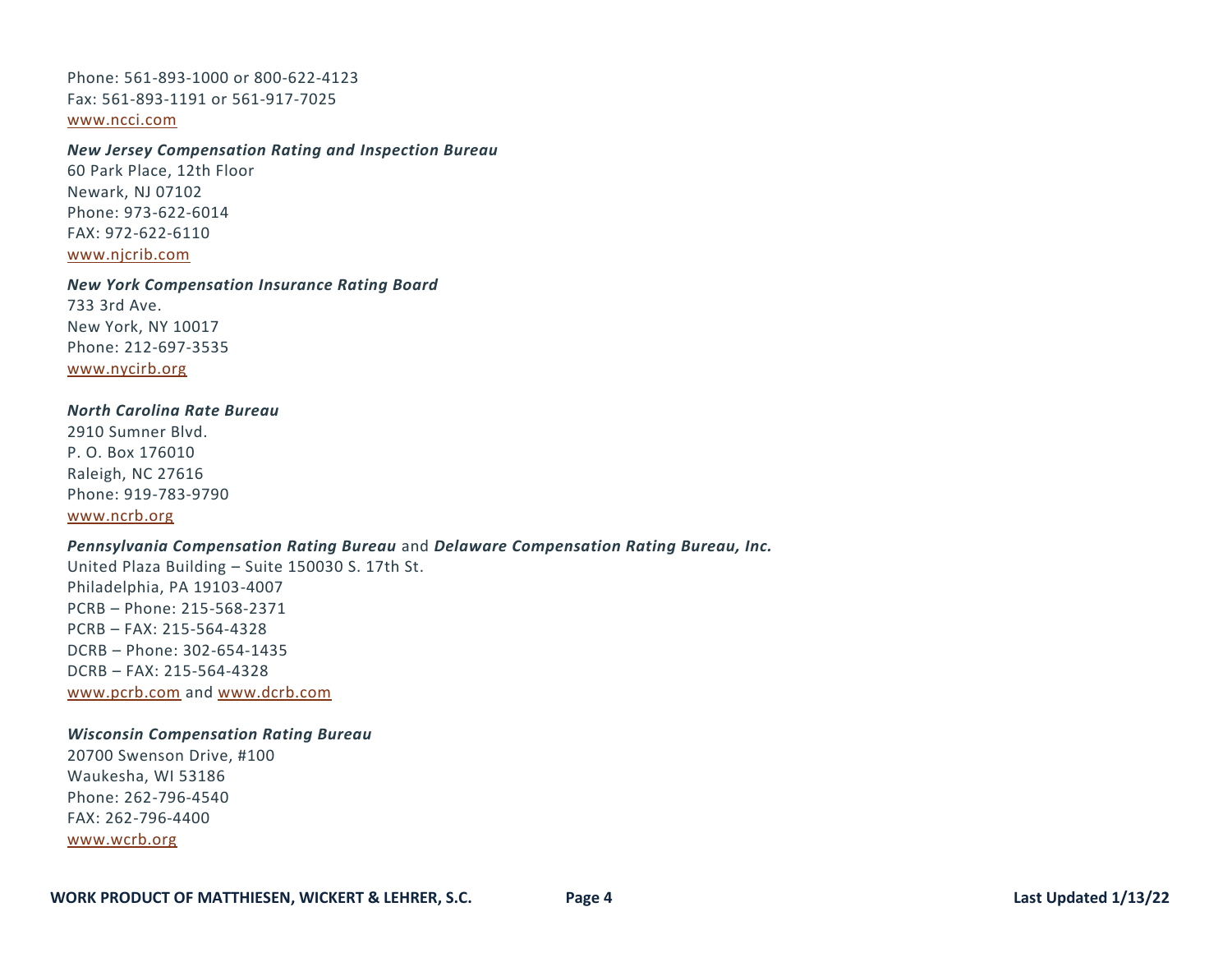Phone: 561-893-1000 or 800-622-4123
Fax: 561-893-1191 or 561-917-7025
[www.ncci.com](http://www.ncci.com)

***New Jersey Compensation Rating and Inspection Bureau***
60 Park Place, 12th Floor
Newark, NJ 07102
Phone: 973-622-6014
FAX: 972-622-6110
[www.njcrib.com](http://www.njcrib.com)

***New York Compensation Insurance Rating Board***
733 3rd Ave.
New York, NY 10017
Phone: 212-697-3535
[www.nycirb.org](http://www.nycirb.org)

***North Carolina Rate Bureau***
2910 Sumner Blvd.
P. O. Box 176010
Raleigh, NC 27616
Phone: 919-783-9790
[www.ncrb.org](http://www.ncrb.org)

***Pennsylvania Compensation Rating Bureau*** and ***Delaware Compensation Rating Bureau, Inc.***
United Plaza Building – Suite 150030 S. 17th St.
Philadelphia, PA 19103-4007
PCRB – Phone: 215-568-2371
PCRB – FAX: 215-564-4328
DCRB – Phone: 302-654-1435
DCRB – FAX: 215-564-4328
[www.pcrb.com](http://www.pcrb.com) and [www.dcrb.com](http://www.dcrb.com)

***Wisconsin Compensation Rating Bureau***
20700 Swenson Drive, #100
Waukesha, WI 53186
Phone: 262-796-4540
FAX: 262-796-4400
[www.wcrb.org](http://www.wcrb.org)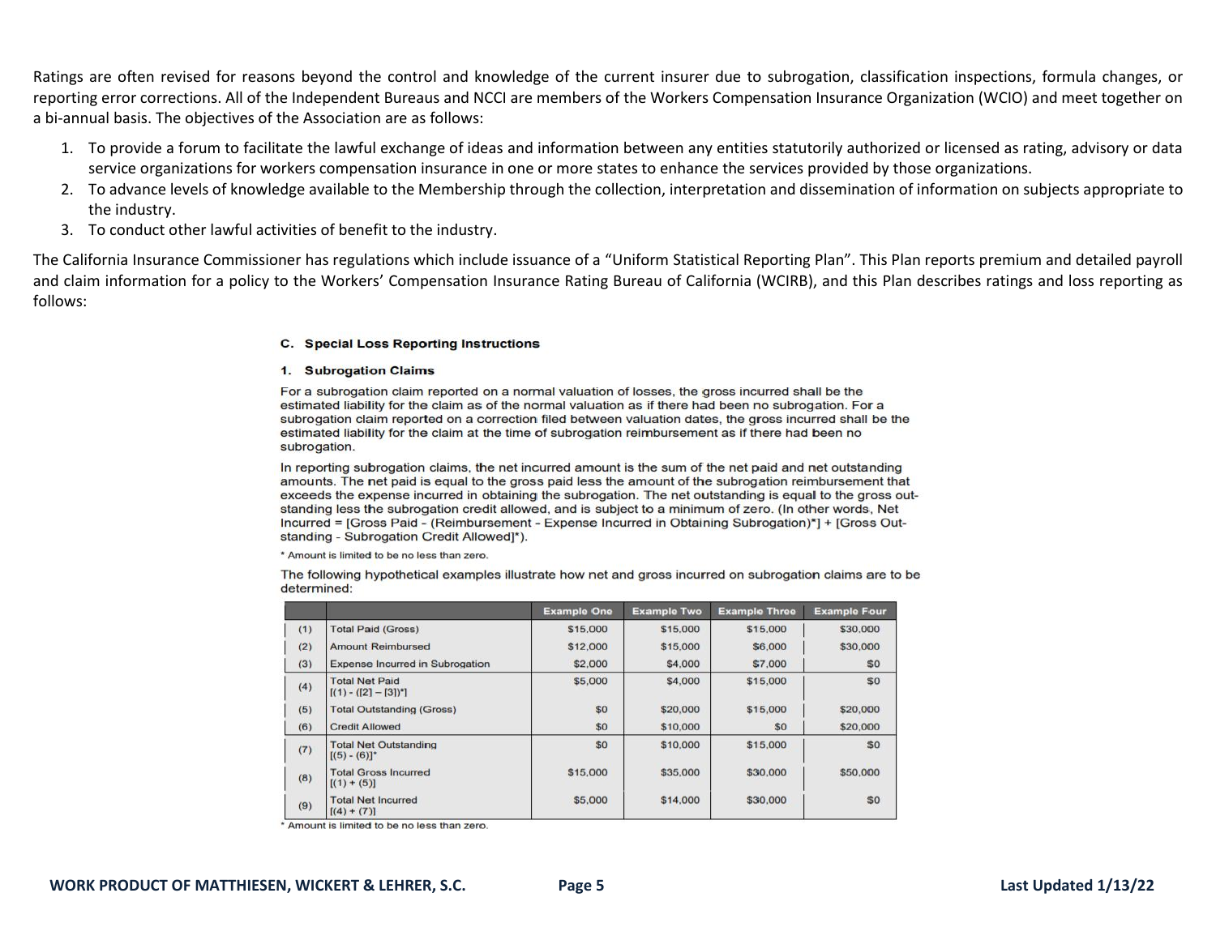Ratings are often revised for reasons beyond the control and knowledge of the current insurer due to subrogation, classification inspections, formula changes, or reporting error corrections. All of the Independent Bureaus and NCCI are members of the Workers Compensation Insurance Organization (WCIO) and meet together on a bi-annual basis. The objectives of the Association are as follows:

1. To provide a forum to facilitate the lawful exchange of ideas and information between any entities statutorily authorized or licensed as rating, advisory or data service organizations for workers compensation insurance in one or more states to enhance the services provided by those organizations.
2. To advance levels of knowledge available to the Membership through the collection, interpretation and dissemination of information on subjects appropriate to the industry.
3. To conduct other lawful activities of benefit to the industry.

The California Insurance Commissioner has regulations which include issuance of a "Uniform Statistical Reporting Plan". This Plan reports premium and detailed payroll and claim information for a policy to the Workers' Compensation Insurance Rating Bureau of California (WCIRB), and this Plan describes ratings and loss reporting as follows:

### C. Special Loss Reporting Instructions

#### 1. Subrogation Claims

For a subrogation claim reported on a normal valuation of losses, the gross incurred shall be the estimated liability for the claim as of the normal valuation as if there had been no subrogation. For a subrogation claim reported on a correction filed between valuation dates, the gross incurred shall be the estimated liability for the claim at the time of subrogation reimbursement as if there had been no subrogation.

In reporting subrogation claims, the net incurred amount is the sum of the net paid and net outstanding amounts. The net paid is equal to the gross paid less the amount of the subrogation reimbursement that exceeds the expense incurred in obtaining the subrogation. The net outstanding is equal to the gross outstanding less the subrogation credit allowed, and is subject to a minimum of zero. (In other words, Net Incurred = [Gross Paid - (Reimbursement - Expense Incurred in Obtaining Subrogation)*] + [Gross Outstanding - Subrogation Credit Allowed]*).

\* Amount is limited to be no less than zero.

The following hypothetical examples illustrate how net and gross incurred on subrogation claims are to be determined:

| | | Example One | Example Two | Example Three | Example Four |
|---|---|---|---|---|---|
| (1) | Total Paid (Gross) | $15,000 | $15,000 | $15,000 | $30,000 |
| (2) | Amount Reimbursed | $12,000 | $15,000 | $6,000 | $30,000 |
| (3) | Expense Incurred in Subrogation | $2,000 | $4,000 | $7,000 | $0 |
| (4) | Total Net Paid [(1) - ([2] – [3])*] | $5,000 | $4,000 | $15,000 | $0 |
| (5) | Total Outstanding (Gross) | $0 | $20,000 | $15,000 | $20,000 |
| (6) | Credit Allowed | $0 | $10,000 | $0 | $20,000 |
| (7) | Total Net Outstanding [(5) - (6)]* | $0 | $10,000 | $15,000 | $0 |
| (8) | Total Gross Incurred [(1) + (5)] | $15,000 | $35,000 | $30,000 | $50,000 |
| (9) | Total Net Incurred [(4) + (7)] | $5,000 | $14,000 | $30,000 | $0 |

\* Amount is limited to be no less than zero.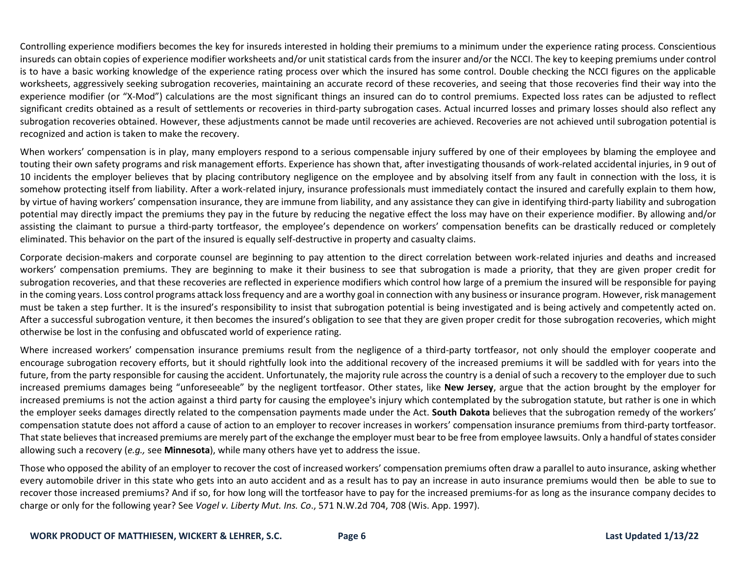Controlling experience modifiers becomes the key for insureds interested in holding their premiums to a minimum under the experience rating process. Conscientious insureds can obtain copies of experience modifier worksheets and/or unit statistical cards from the insurer and/or the NCCI. The key to keeping premiums under control is to have a basic working knowledge of the experience rating process over which the insured has some control. Double checking the NCCI figures on the applicable worksheets, aggressively seeking subrogation recoveries, maintaining an accurate record of these recoveries, and seeing that those recoveries find their way into the experience modifier (or "X-Mod") calculations are the most significant things an insured can do to control premiums. Expected loss rates can be adjusted to reflect significant credits obtained as a result of settlements or recoveries in third-party subrogation cases. Actual incurred losses and primary losses should also reflect any subrogation recoveries obtained. However, these adjustments cannot be made until recoveries are achieved. Recoveries are not achieved until subrogation potential is recognized and action is taken to make the recovery.

When workers' compensation is in play, many employers respond to a serious compensable injury suffered by one of their employees by blaming the employee and touting their own safety programs and risk management efforts. Experience has shown that, after investigating thousands of work-related accidental injuries, in 9 out of 10 incidents the employer believes that by placing contributory negligence on the employee and by absolving itself from any fault in connection with the loss, it is somehow protecting itself from liability. After a work-related injury, insurance professionals must immediately contact the insured and carefully explain to them how, by virtue of having workers' compensation insurance, they are immune from liability, and any assistance they can give in identifying third-party liability and subrogation potential may directly impact the premiums they pay in the future by reducing the negative effect the loss may have on their experience modifier. By allowing and/or assisting the claimant to pursue a third-party tortfeasor, the employee's dependence on workers' compensation benefits can be drastically reduced or completely eliminated. This behavior on the part of the insured is equally self-destructive in property and casualty claims.

Corporate decision-makers and corporate counsel are beginning to pay attention to the direct correlation between work-related injuries and deaths and increased workers' compensation premiums. They are beginning to make it their business to see that subrogation is made a priority, that they are given proper credit for subrogation recoveries, and that these recoveries are reflected in experience modifiers which control how large of a premium the insured will be responsible for paying in the coming years. Loss control programs attack loss frequency and are a worthy goal in connection with any business or insurance program. However, risk management must be taken a step further. It is the insured's responsibility to insist that subrogation potential is being investigated and is being actively and competently acted on. After a successful subrogation venture, it then becomes the insured's obligation to see that they are given proper credit for those subrogation recoveries, which might otherwise be lost in the confusing and obfuscated world of experience rating.

Where increased workers' compensation insurance premiums result from the negligence of a third-party tortfeasor, not only should the employer cooperate and encourage subrogation recovery efforts, but it should rightfully look into the additional recovery of the increased premiums it will be saddled with for years into the future, from the party responsible for causing the accident. Unfortunately, the majority rule across the country is a denial of such a recovery to the employer due to such increased premiums damages being "unforeseeable" by the negligent tortfeasor. Other states, like **New Jersey**, argue that the action brought by the employer for increased premiums is not the action against a third party for causing the employee's injury which contemplated by the subrogation statute, but rather is one in which the employer seeks damages directly related to the compensation payments made under the Act. **South Dakota** believes that the subrogation remedy of the workers' compensation statute does not afford a cause of action to an employer to recover increases in workers' compensation insurance premiums from third-party tortfeasor. That state believes that increased premiums are merely part of the exchange the employer must bear to be free from employee lawsuits. Only a handful of states consider allowing such a recovery (*e.g.,* see **Minnesota**), while many others have yet to address the issue.

Those who opposed the ability of an employer to recover the cost of increased workers' compensation premiums often draw a parallel to auto insurance, asking whether every automobile driver in this state who gets into an auto accident and as a result has to pay an increase in auto insurance premiums would then be able to sue to recover those increased premiums? And if so, for how long will the tortfeasor have to pay for the increased premiums-for as long as the insurance company decides to charge or only for the following year? See *Vogel v. Liberty Mut. Ins. Co*., 571 N.W.2d 704, 708 (Wis. App. 1997).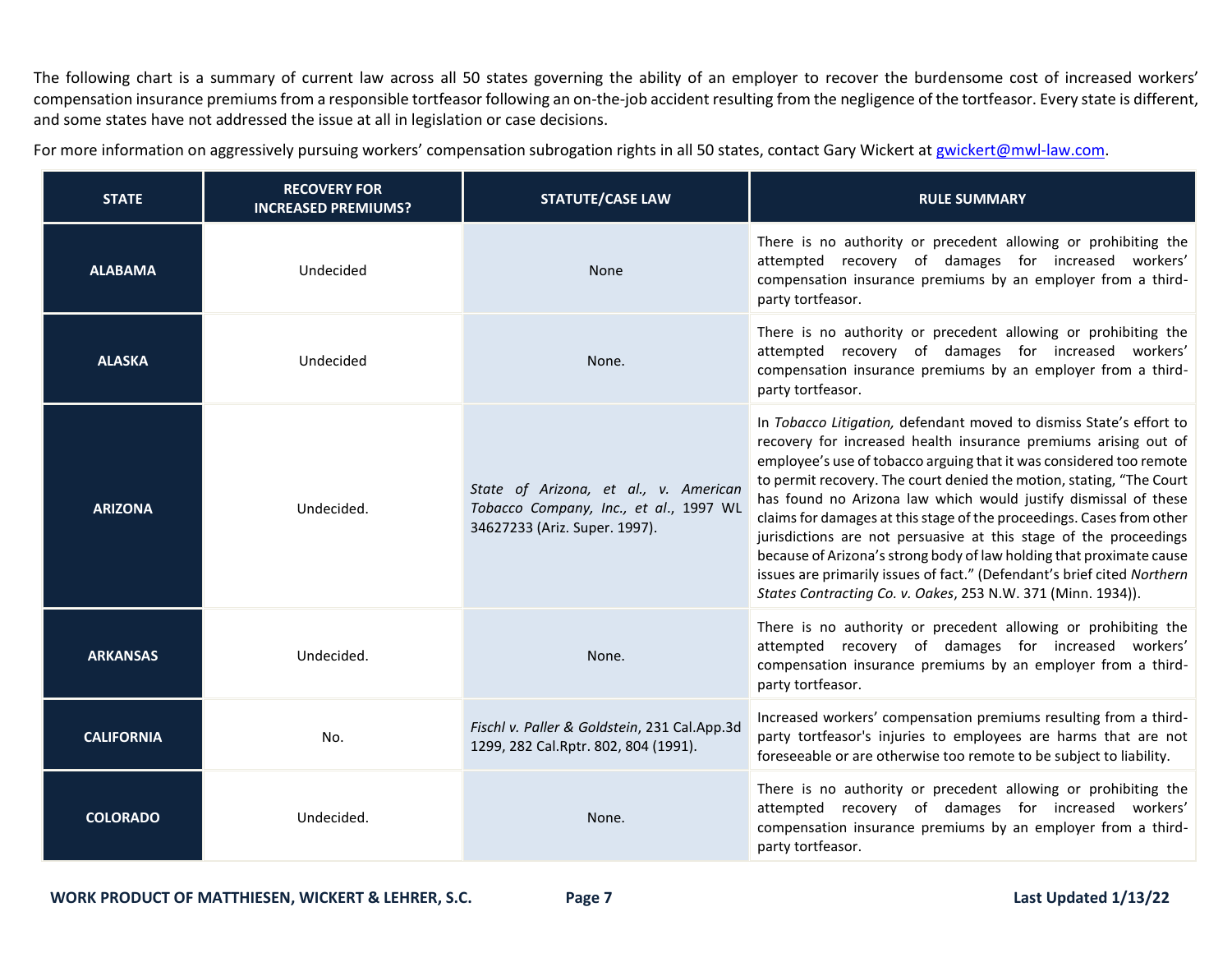The following chart is a summary of current law across all 50 states governing the ability of an employer to recover the burdensome cost of increased workers' compensation insurance premiums from a responsible tortfeasor following an on-the-job accident resulting from the negligence of the tortfeasor. Every state is different, and some states have not addressed the issue at all in legislation or case decisions.

For more information on aggressively pursuing workers' compensation subrogation rights in all 50 states, contact Gary Wickert at [gwickert@mwl-law.com](mailto:gwickert@mwl-law.com).

| STATE | RECOVERY FOR INCREASED PREMIUMS? | STATUTE/CASE LAW | RULE SUMMARY |
|---|---|---|---|
| **ALABAMA** | Undecided | None | There is no authority or precedent allowing or prohibiting the attempted recovery of damages for increased workers' compensation insurance premiums by an employer from a third-party tortfeasor. |
| **ALASKA** | Undecided | None. | There is no authority or precedent allowing or prohibiting the attempted recovery of damages for increased workers' compensation insurance premiums by an employer from a third-party tortfeasor. |
| **ARIZONA** | Undecided. | *State of Arizona, et al., v. American Tobacco Company, Inc., et al*., 1997 WL 34627233 (Ariz. Super. 1997). | In *Tobacco Litigation,* defendant moved to dismiss State's effort to recovery for increased health insurance premiums arising out of employee's use of tobacco arguing that it was considered too remote to permit recovery. The court denied the motion, stating, "The Court has found no Arizona law which would justify dismissal of these claims for damages at this stage of the proceedings. Cases from other jurisdictions are not persuasive at this stage of the proceedings because of Arizona's strong body of law holding that proximate cause issues are primarily issues of fact." (Defendant's brief cited *Northern States Contracting Co. v. Oakes*, 253 N.W. 371 (Minn. 1934)). |
| **ARKANSAS** | Undecided. | None. | There is no authority or precedent allowing or prohibiting the attempted recovery of damages for increased workers' compensation insurance premiums by an employer from a third-party tortfeasor. |
| **CALIFORNIA** | No. | *Fischl v. Paller & Goldstein*, 231 Cal.App.3d 1299, 282 Cal.Rptr. 802, 804 (1991). | Increased workers' compensation premiums resulting from a third-party tortfeasor's injuries to employees are harms that are not foreseeable or are otherwise too remote to be subject to liability. |
| **COLORADO** | Undecided. | None. | There is no authority or precedent allowing or prohibiting the attempted recovery of damages for increased workers' compensation insurance premiums by an employer from a third-party tortfeasor. |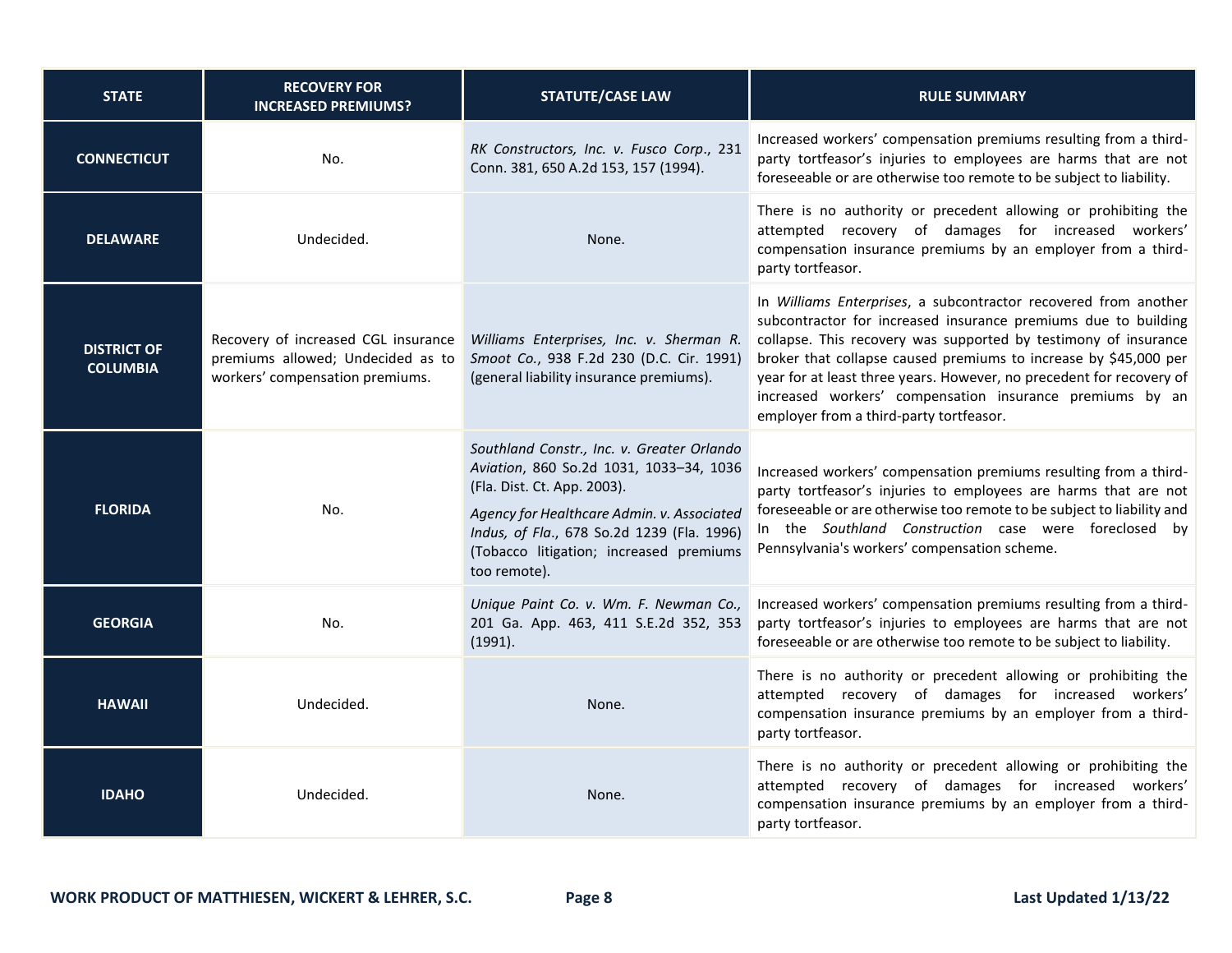| STATE | RECOVERY FOR INCREASED PREMIUMS? | STATUTE/CASE LAW | RULE SUMMARY |
|---|---|---|---|
| **CONNECTICUT** | No. | *RK Constructors, Inc. v. Fusco Corp.*, 231 Conn. 381, 650 A.2d 153, 157 (1994). | Increased workers' compensation premiums resulting from a third-party tortfeasor's injuries to employees are harms that are not foreseeable or are otherwise too remote to be subject to liability. |
| **DELAWARE** | Undecided. | None. | There is no authority or precedent allowing or prohibiting the attempted recovery of damages for increased workers' compensation insurance premiums by an employer from a third-party tortfeasor. |
| **DISTRICT OF COLUMBIA** | Recovery of increased CGL insurance premiums allowed; Undecided as to workers' compensation premiums. | *Williams Enterprises, Inc. v. Sherman R. Smoot Co.*, 938 F.2d 230 (D.C. Cir. 1991) (general liability insurance premiums). | In *Williams Enterprises*, a subcontractor recovered from another subcontractor for increased insurance premiums due to building collapse. This recovery was supported by testimony of insurance broker that collapse caused premiums to increase by $45,000 per year for at least three years. However, no precedent for recovery of increased workers' compensation insurance premiums by an employer from a third-party tortfeasor. |
| **FLORIDA** | No. | *Southland Constr., Inc. v. Greater Orlando Aviation*, 860 So.2d 1031, 1033–34, 1036 (Fla. Dist. Ct. App. 2003).<br><br>*Agency for Healthcare Admin. v. Associated Indus, of Fla.*, 678 So.2d 1239 (Fla. 1996) (Tobacco litigation; increased premiums too remote). | Increased workers' compensation premiums resulting from a third-party tortfeasor's injuries to employees are harms that are not foreseeable or are otherwise too remote to be subject to liability and In the *Southland Construction* case were foreclosed by Pennsylvania's workers' compensation scheme. |
| **GEORGIA** | No. | *Unique Paint Co. v. Wm. F. Newman Co.,* 201 Ga. App. 463, 411 S.E.2d 352, 353 (1991). | Increased workers' compensation premiums resulting from a third-party tortfeasor's injuries to employees are harms that are not foreseeable or are otherwise too remote to be subject to liability. |
| **HAWAII** | Undecided. | None. | There is no authority or precedent allowing or prohibiting the attempted recovery of damages for increased workers' compensation insurance premiums by an employer from a third-party tortfeasor. |
| **IDAHO** | Undecided. | None. | There is no authority or precedent allowing or prohibiting the attempted recovery of damages for increased workers' compensation insurance premiums by an employer from a third-party tortfeasor. |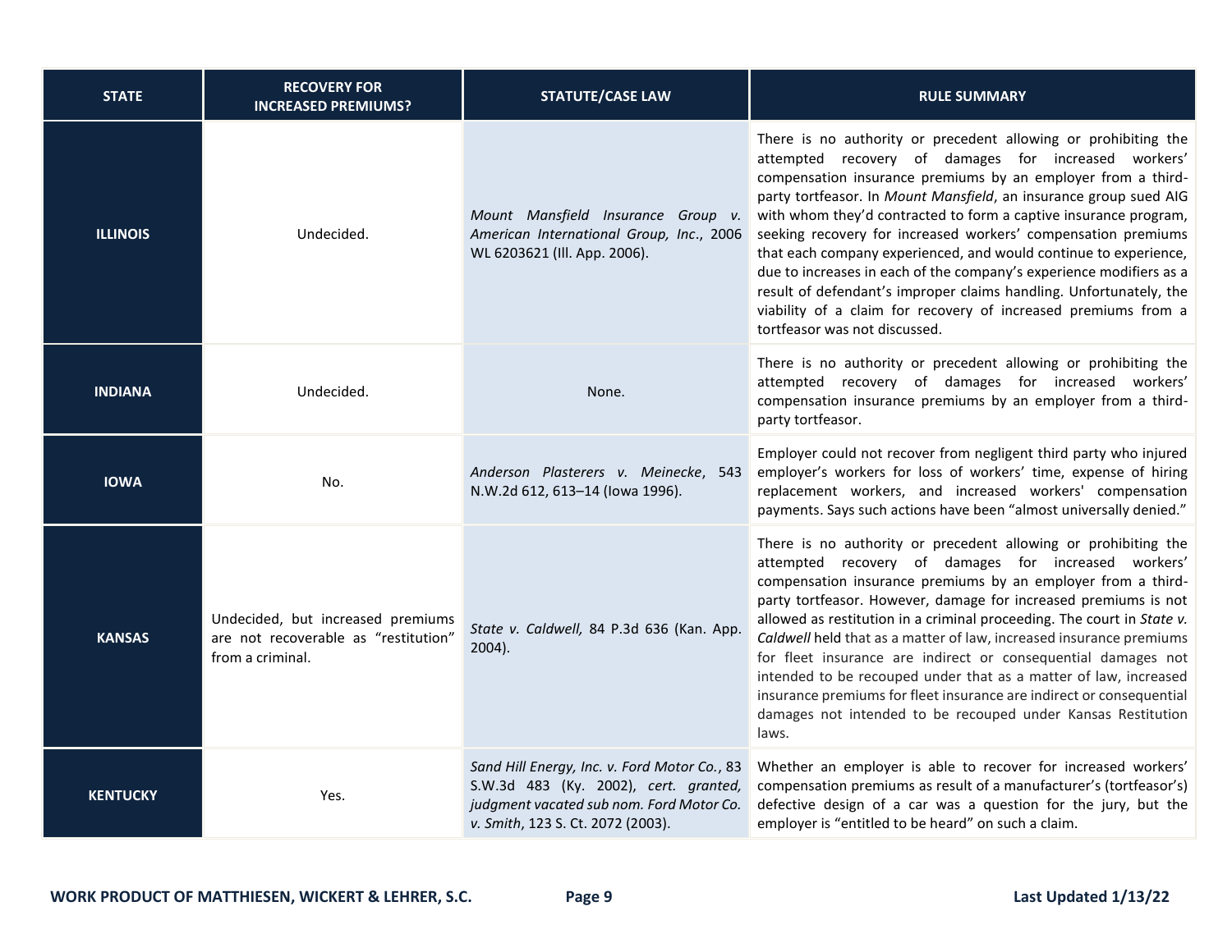| STATE | RECOVERY FOR INCREASED PREMIUMS? | STATUTE/CASE LAW | RULE SUMMARY |
| --- | --- | --- | --- |
| **ILLINOIS** | Undecided. | *Mount Mansfield Insurance Group v. American International Group, Inc*., 2006 WL 6203621 (Ill. App. 2006). | There is no authority or precedent allowing or prohibiting the attempted recovery of damages for increased workers' compensation insurance premiums by an employer from a third-party tortfeasor. In *Mount Mansfield*, an insurance group sued AIG with whom they'd contracted to form a captive insurance program, seeking recovery for increased workers' compensation premiums that each company experienced, and would continue to experience, due to increases in each of the company's experience modifiers as a result of defendant's improper claims handling. Unfortunately, the viability of a claim for recovery of increased premiums from a tortfeasor was not discussed. |
| **INDIANA** | Undecided. | None. | There is no authority or precedent allowing or prohibiting the attempted recovery of damages for increased workers' compensation insurance premiums by an employer from a third-party tortfeasor. |
| **IOWA** | No. | *Anderson Plasterers v. Meinecke*, 543 N.W.2d 612, 613–14 (Iowa 1996). | Employer could not recover from negligent third party who injured employer's workers for loss of workers' time, expense of hiring replacement workers, and increased workers' compensation payments. Says such actions have been "almost universally denied." |
| **KANSAS** | Undecided, but increased premiums are not recoverable as "restitution" from a criminal. | *State v. Caldwell,* 84 P.3d 636 (Kan. App. 2004). | There is no authority or precedent allowing or prohibiting the attempted recovery of damages for increased workers' compensation insurance premiums by an employer from a third-party tortfeasor. However, damage for increased premiums is not allowed as restitution in a criminal proceeding. The court in *State v. Caldwell* held that as a matter of law, increased insurance premiums for fleet insurance are indirect or consequential damages not intended to be recouped under that as a matter of law, increased insurance premiums for fleet insurance are indirect or consequential damages not intended to be recouped under Kansas Restitution laws. |
| **KENTUCKY** | Yes. | *Sand Hill Energy, Inc. v. Ford Motor Co.*, 83 S.W.3d 483 (Ky. 2002), *cert. granted, judgment vacated sub nom. Ford Motor Co. v. Smith*, 123 S. Ct. 2072 (2003). | Whether an employer is able to recover for increased workers' compensation premiums as result of a manufacturer's (tortfeasor's) defective design of a car was a question for the jury, but the employer is "entitled to be heard" on such a claim. |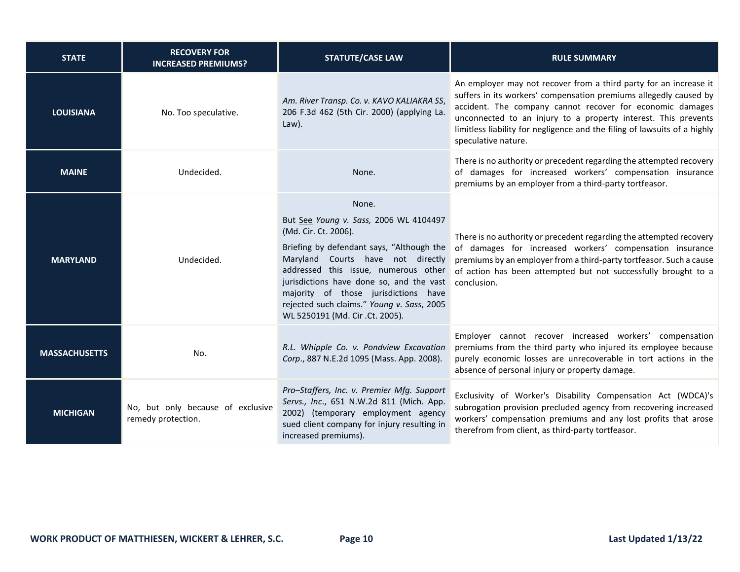| STATE | RECOVERY FOR INCREASED PREMIUMS? | STATUTE/CASE LAW | RULE SUMMARY |
|---|---|---|---|
| **LOUISIANA** | No. Too speculative. | *Am. River Transp. Co. v. KAVO KALIAKRA SS*, 206 F.3d 462 (5th Cir. 2000) (applying La. Law). | An employer may not recover from a third party for an increase it suffers in its workers' compensation premiums allegedly caused by accident. The company cannot recover for economic damages unconnected to an injury to a property interest. This prevents limitless liability for negligence and the filing of lawsuits of a highly speculative nature. |
| **MAINE** | Undecided. | None. | There is no authority or precedent regarding the attempted recovery of damages for increased workers' compensation insurance premiums by an employer from a third-party tortfeasor. |
| **MARYLAND** | Undecided. | None. But <u>See</u> *Young v. Sass,* 2006 WL 4104497 (Md. Cir. Ct. 2006). Briefing by defendant says, "Although the Maryland Courts have not directly addressed this issue, numerous other jurisdictions have done so, and the vast majority of those jurisdictions have rejected such claims." *Young v. Sass*, 2005 WL 5250191 (Md. Cir .Ct. 2005). | There is no authority or precedent regarding the attempted recovery of damages for increased workers' compensation insurance premiums by an employer from a third-party tortfeasor. Such a cause of action has been attempted but not successfully brought to a conclusion. |
| **MASSACHUSETTS** | No. | *R.L. Whipple Co. v. Pondview Excavation Corp*., 887 N.E.2d 1095 (Mass. App. 2008). | Employer cannot recover increased workers' compensation premiums from the third party who injured its employee because purely economic losses are unrecoverable in tort actions in the absence of personal injury or property damage. |
| **MICHIGAN** | No, but only because of exclusive remedy protection. | *Pro–Staffers, Inc. v. Premier Mfg. Support Servs., Inc*., 651 N.W.2d 811 (Mich. App. 2002) (temporary employment agency sued client company for injury resulting in increased premiums). | Exclusivity of Worker's Disability Compensation Act (WDCA)'s subrogation provision precluded agency from recovering increased workers' compensation premiums and any lost profits that arose therefrom from client, as third-party tortfeasor. |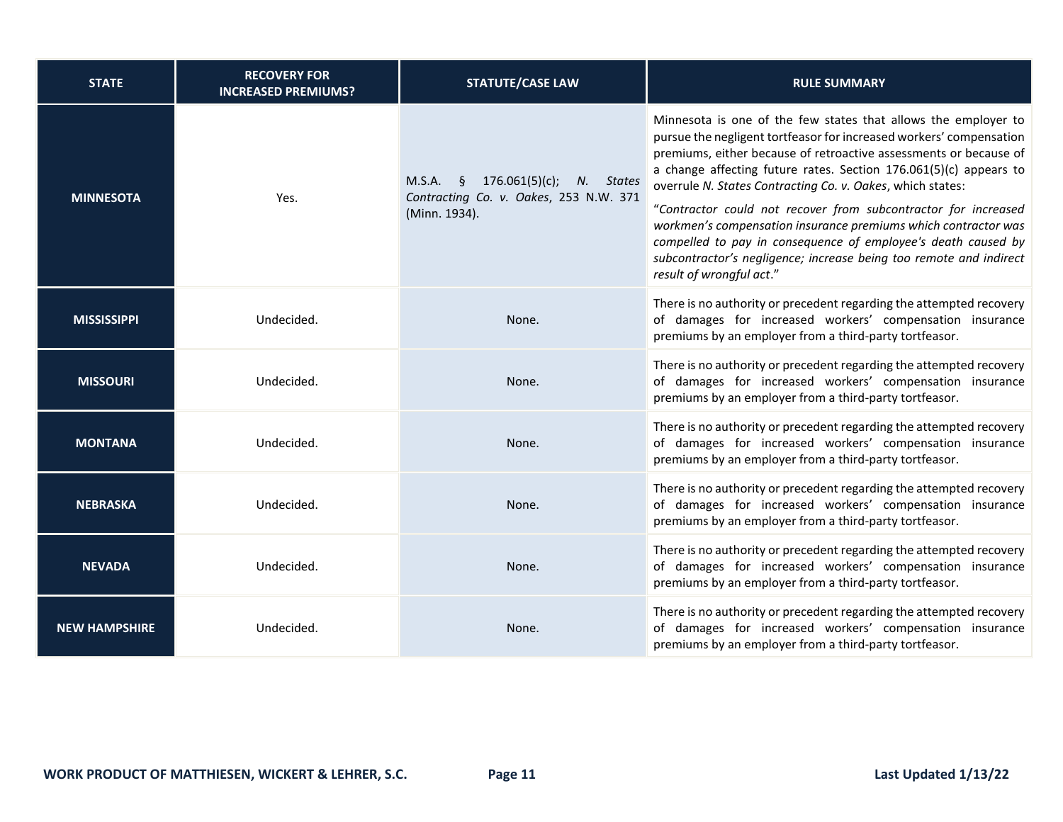| STATE | RECOVERY FOR INCREASED PREMIUMS? | STATUTE/CASE LAW | RULE SUMMARY |
|---|---|---|---|
| **MINNESOTA** | Yes. | M.S.A. § 176.061(5)(c); *N. States Contracting Co. v. Oakes*, 253 N.W. 371 (Minn. 1934). | Minnesota is one of the few states that allows the employer to pursue the negligent tortfeasor for increased workers' compensation premiums, either because of retroactive assessments or because of a change affecting future rates. Section 176.061(5)(c) appears to overrule *N. States Contracting Co. v. Oakes*, which states: "*Contractor could not recover from subcontractor for increased workmen's compensation insurance premiums which contractor was compelled to pay in consequence of employee's death caused by subcontractor's negligence; increase being too remote and indirect result of wrongful act*." |
| **MISSISSIPPI** | Undecided. | None. | There is no authority or precedent regarding the attempted recovery of damages for increased workers' compensation insurance premiums by an employer from a third-party tortfeasor. |
| **MISSOURI** | Undecided. | None. | There is no authority or precedent regarding the attempted recovery of damages for increased workers' compensation insurance premiums by an employer from a third-party tortfeasor. |
| **MONTANA** | Undecided. | None. | There is no authority or precedent regarding the attempted recovery of damages for increased workers' compensation insurance premiums by an employer from a third-party tortfeasor. |
| **NEBRASKA** | Undecided. | None. | There is no authority or precedent regarding the attempted recovery of damages for increased workers' compensation insurance premiums by an employer from a third-party tortfeasor. |
| **NEVADA** | Undecided. | None. | There is no authority or precedent regarding the attempted recovery of damages for increased workers' compensation insurance premiums by an employer from a third-party tortfeasor. |
| **NEW HAMPSHIRE** | Undecided. | None. | There is no authority or precedent regarding the attempted recovery of damages for increased workers' compensation insurance premiums by an employer from a third-party tortfeasor. |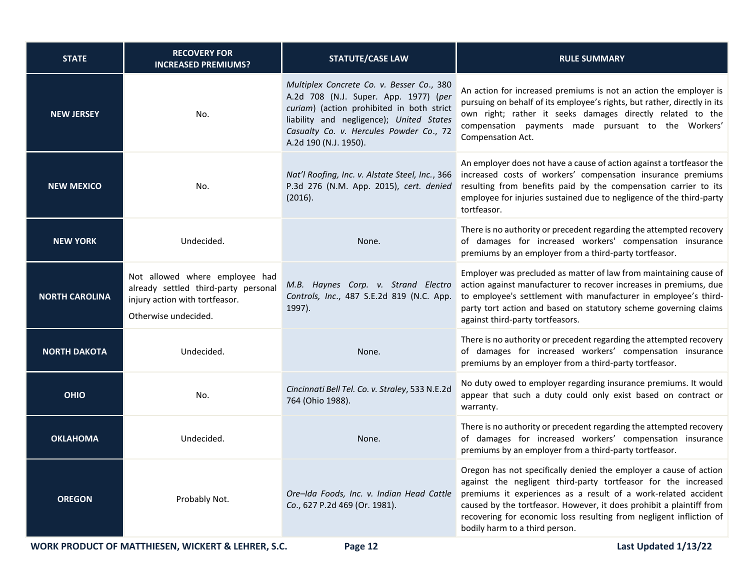| STATE | RECOVERY FOR INCREASED PREMIUMS? | STATUTE/CASE LAW | RULE SUMMARY |
|---|---|---|---|
| **NEW JERSEY** | No. | *Multiplex Concrete Co. v. Besser Co.*, 380 A.2d 708 (N.J. Super. App. 1977) (*per curiam*) (action prohibited in both strict liability and negligence); *United States Casualty Co. v. Hercules Powder Co.*, 72 A.2d 190 (N.J. 1950). | An action for increased premiums is not an action the employer is pursuing on behalf of its employee's rights, but rather, directly in its own right; rather it seeks damages directly related to the compensation payments made pursuant to the Workers' Compensation Act. |
| **NEW MEXICO** | No. | *Nat'l Roofing, Inc. v. Alstate Steel, Inc.*, 366 P.3d 276 (N.M. App. 2015), *cert. denied* (2016). | An employer does not have a cause of action against a tortfeasor the increased costs of workers' compensation insurance premiums resulting from benefits paid by the compensation carrier to its employee for injuries sustained due to negligence of the third-party tortfeasor. |
| **NEW YORK** | Undecided. | None. | There is no authority or precedent regarding the attempted recovery of damages for increased workers' compensation insurance premiums by an employer from a third-party tortfeasor. |
| **NORTH CAROLINA** | Not allowed where employee had already settled third-party personal injury action with tortfeasor.<br><br>Otherwise undecided. | *M.B. Haynes Corp. v. Strand Electro Controls, Inc.*, 487 S.E.2d 819 (N.C. App. 1997). | Employer was precluded as matter of law from maintaining cause of action against manufacturer to recover increases in premiums, due to employee's settlement with manufacturer in employee's third-party tort action and based on statutory scheme governing claims against third-party tortfeasors. |
| **NORTH DAKOTA** | Undecided. | None. | There is no authority or precedent regarding the attempted recovery of damages for increased workers' compensation insurance premiums by an employer from a third-party tortfeasor. |
| **OHIO** | No. | *Cincinnati Bell Tel. Co. v. Straley*, 533 N.E.2d 764 (Ohio 1988). | No duty owed to employer regarding insurance premiums. It would appear that such a duty could only exist based on contract or warranty. |
| **OKLAHOMA** | Undecided. | None. | There is no authority or precedent regarding the attempted recovery of damages for increased workers' compensation insurance premiums by an employer from a third-party tortfeasor. |
| **OREGON** | Probably Not. | *Ore–Ida Foods, Inc. v. Indian Head Cattle Co.*, 627 P.2d 469 (Or. 1981). | Oregon has not specifically denied the employer a cause of action against the negligent third-party tortfeasor for the increased premiums it experiences as a result of a work-related accident caused by the tortfeasor. However, it does prohibit a plaintiff from recovering for economic loss resulting from negligent infliction of bodily harm to a third person. |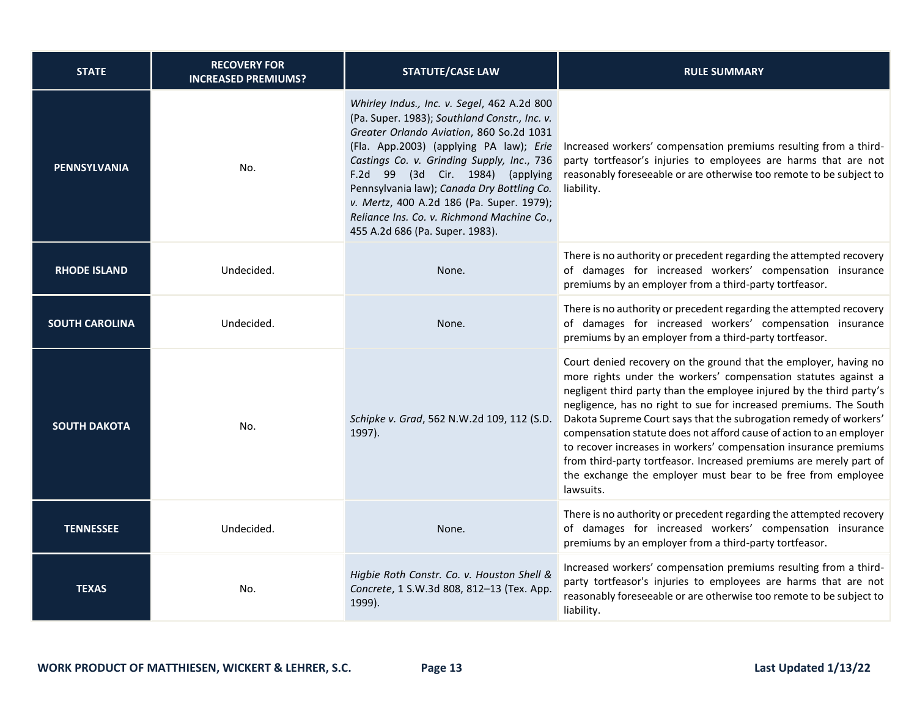| STATE | RECOVERY FOR INCREASED PREMIUMS? | STATUTE/CASE LAW | RULE SUMMARY |
|---|---|---|---|
| **PENNSYLVANIA** | No. | *Whirley Indus., Inc. v. Segel*, 462 A.2d 800 (Pa. Super. 1983); *Southland Constr., Inc. v. Greater Orlando Aviation*, 860 So.2d 1031 (Fla. App.2003) (applying PA law); *Erie Castings Co. v. Grinding Supply, Inc.*, 736 F.2d 99 (3d Cir. 1984) (applying Pennsylvania law); *Canada Dry Bottling Co. v. Mertz*, 400 A.2d 186 (Pa. Super. 1979); *Reliance Ins. Co. v. Richmond Machine Co.*, 455 A.2d 686 (Pa. Super. 1983). | Increased workers' compensation premiums resulting from a third-party tortfeasor's injuries to employees are harms that are not reasonably foreseeable or are otherwise too remote to be subject to liability. |
| **RHODE ISLAND** | Undecided. | None. | There is no authority or precedent regarding the attempted recovery of damages for increased workers' compensation insurance premiums by an employer from a third-party tortfeasor. |
| **SOUTH CAROLINA** | Undecided. | None. | There is no authority or precedent regarding the attempted recovery of damages for increased workers' compensation insurance premiums by an employer from a third-party tortfeasor. |
| **SOUTH DAKOTA** | No. | *Schipke v. Grad*, 562 N.W.2d 109, 112 (S.D. 1997). | Court denied recovery on the ground that the employer, having no more rights under the workers' compensation statutes against a negligent third party than the employee injured by the third party's negligence, has no right to sue for increased premiums. The South Dakota Supreme Court says that the subrogation remedy of workers' compensation statute does not afford cause of action to an employer to recover increases in workers' compensation insurance premiums from third-party tortfeasor. Increased premiums are merely part of the exchange the employer must bear to be free from employee lawsuits. |
| **TENNESSEE** | Undecided. | None. | There is no authority or precedent regarding the attempted recovery of damages for increased workers' compensation insurance premiums by an employer from a third-party tortfeasor. |
| **TEXAS** | No. | *Higbie Roth Constr. Co. v. Houston Shell & Concrete*, 1 S.W.3d 808, 812–13 (Tex. App. 1999). | Increased workers' compensation premiums resulting from a third-party tortfeasor's injuries to employees are harms that are not reasonably foreseeable or are otherwise too remote to be subject to liability. |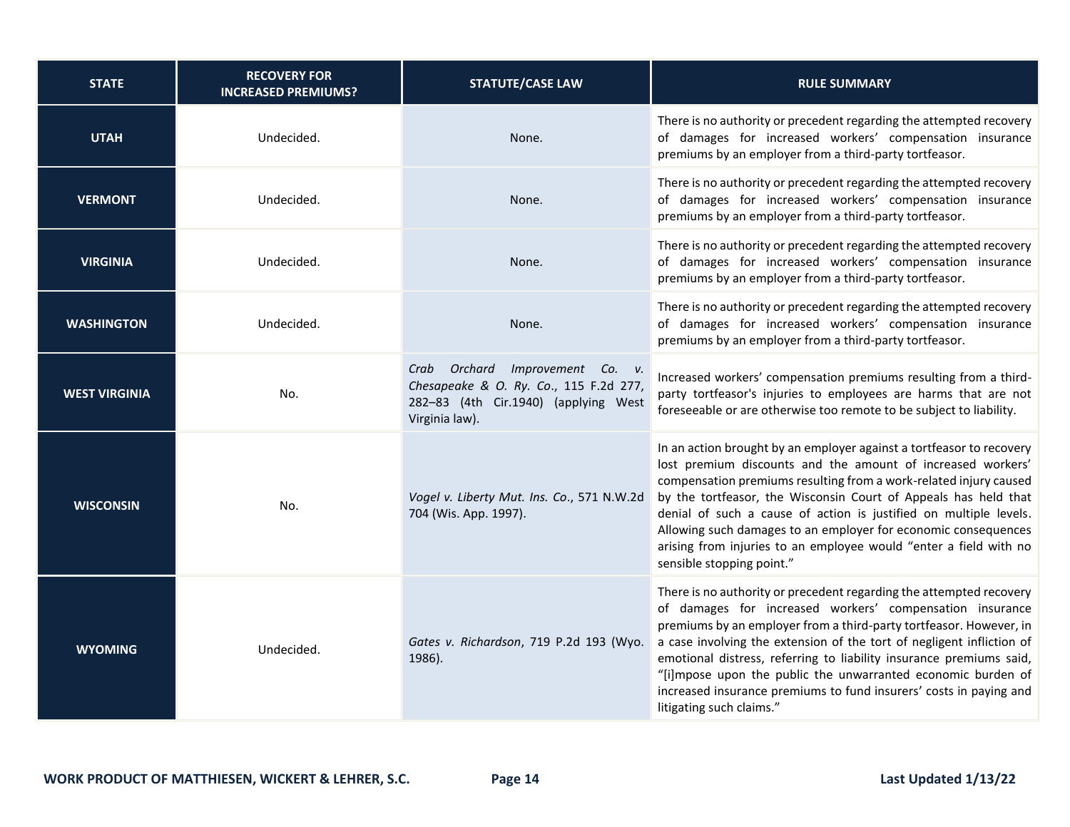| STATE | RECOVERY FOR INCREASED PREMIUMS? | STATUTE/CASE LAW | RULE SUMMARY |
| --- | --- | --- | --- |
| **UTAH** | Undecided. | None. | There is no authority or precedent regarding the attempted recovery of damages for increased workers' compensation insurance premiums by an employer from a third-party tortfeasor. |
| **VERMONT** | Undecided. | None. | There is no authority or precedent regarding the attempted recovery of damages for increased workers' compensation insurance premiums by an employer from a third-party tortfeasor. |
| **VIRGINIA** | Undecided. | None. | There is no authority or precedent regarding the attempted recovery of damages for increased workers' compensation insurance premiums by an employer from a third-party tortfeasor. |
| **WASHINGTON** | Undecided. | None. | There is no authority or precedent regarding the attempted recovery of damages for increased workers' compensation insurance premiums by an employer from a third-party tortfeasor. |
| **WEST VIRGINIA** | No. | *Crab Orchard Improvement Co. v. Chesapeake & O. Ry. Co.*, 115 F.2d 277, 282–83 (4th Cir.1940) (applying West Virginia law). | Increased workers' compensation premiums resulting from a third-party tortfeasor's injuries to employees are harms that are not foreseeable or are otherwise too remote to be subject to liability. |
| **WISCONSIN** | No. | *Vogel v. Liberty Mut. Ins. Co*., 571 N.W.2d 704 (Wis. App. 1997). | In an action brought by an employer against a tortfeasor to recovery lost premium discounts and the amount of increased workers' compensation premiums resulting from a work-related injury caused by the tortfeasor, the Wisconsin Court of Appeals has held that denial of such a cause of action is justified on multiple levels. Allowing such damages to an employer for economic consequences arising from injuries to an employee would "enter a field with no sensible stopping point." |
| **WYOMING** | Undecided. | *Gates v. Richardson*, 719 P.2d 193 (Wyo. 1986). | There is no authority or precedent regarding the attempted recovery of damages for increased workers' compensation insurance premiums by an employer from a third-party tortfeasor. However, in a case involving the extension of the tort of negligent infliction of emotional distress, referring to liability insurance premiums said, "[i]mpose upon the public the unwarranted economic burden of increased insurance premiums to fund insurers' costs in paying and litigating such claims." |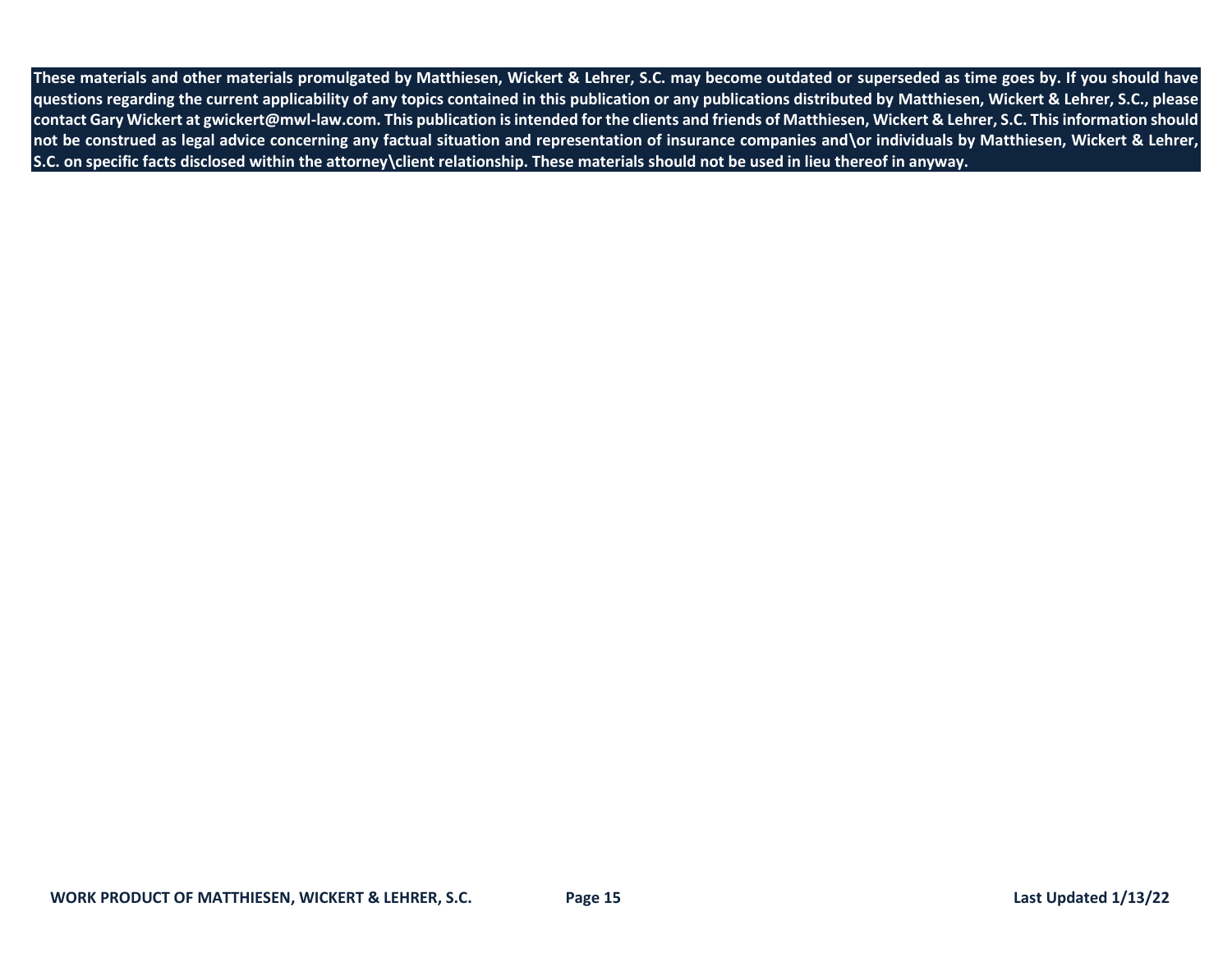**These materials and other materials promulgated by Matthiesen, Wickert & Lehrer, S.C. may become outdated or superseded as time goes by. If you should have questions regarding the current applicability of any topics contained in this publication or any publications distributed by Matthiesen, Wickert & Lehrer, S.C., please contact Gary Wickert at gwickert@mwl-law.com. This publication is intended for the clients and friends of Matthiesen, Wickert & Lehrer, S.C. This information should not be construed as legal advice concerning any factual situation and representation of insurance companies and\or individuals by Matthiesen, Wickert & Lehrer, S.C. on specific facts disclosed within the attorney\client relationship. These materials should not be used in lieu thereof in anyway.**